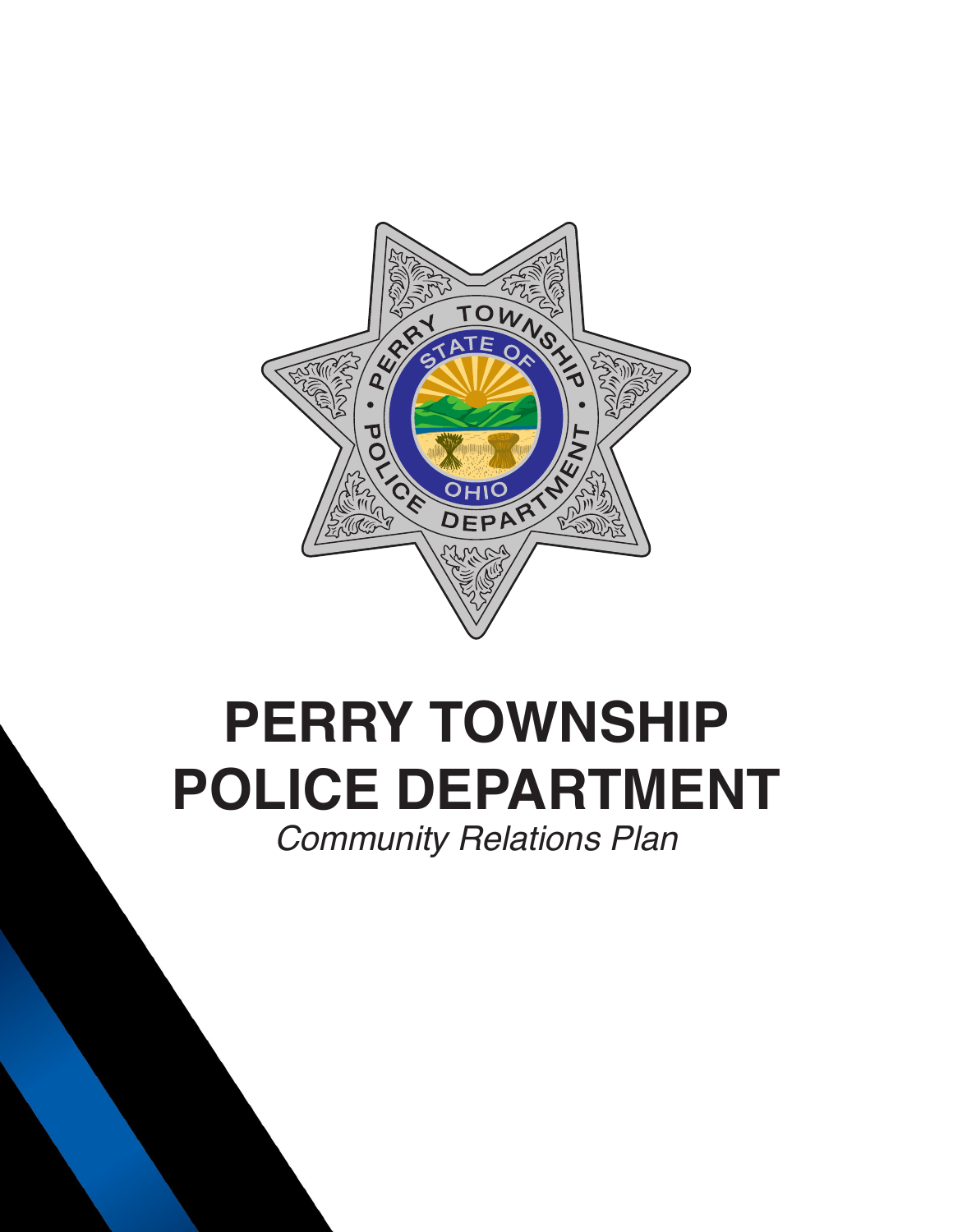# PERRY TOWNSHIP POLICE DEPARTMENT

*Community Relations Plan*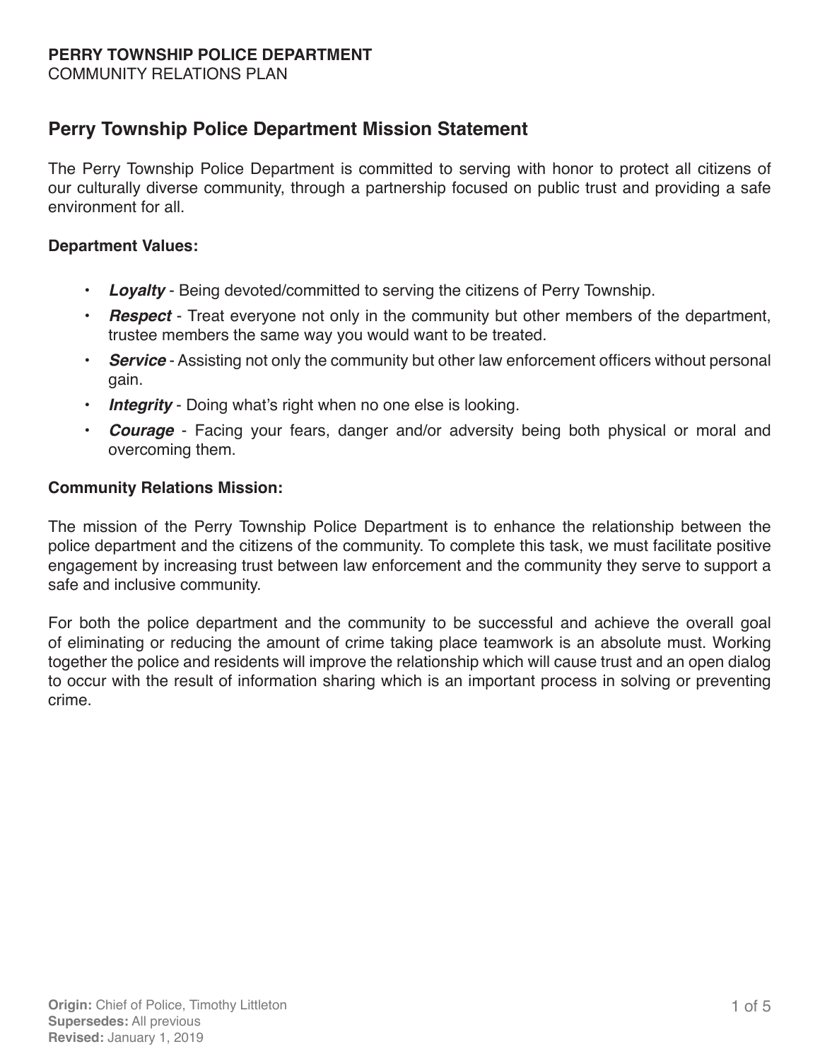## Perry Township Police Department Mission Statement

The Perry Township Police Department is committed to serving with honor to protect all citizens of our culturally diverse community, through a partnership focused on public trust and providing a safe environment for all.

**Department Values:**

- ***Loyalty*** - Being devoted/committed to serving the citizens of Perry Township.
- ***Respect*** - Treat everyone not only in the community but other members of the department, trustee members the same way you would want to be treated.
- ***Service*** - Assisting not only the community but other law enforcement officers without personal gain.
- ***Integrity*** - Doing what's right when no one else is looking.
- ***Courage*** - Facing your fears, danger and/or adversity being both physical or moral and overcoming them.

**Community Relations Mission:**

The mission of the Perry Township Police Department is to enhance the relationship between the police department and the citizens of the community. To complete this task, we must facilitate positive engagement by increasing trust between law enforcement and the community they serve to support a safe and inclusive community.

For both the police department and the community to be successful and achieve the overall goal of eliminating or reducing the amount of crime taking place teamwork is an absolute must. Working together the police and residents will improve the relationship which will cause trust and an open dialog to occur with the result of information sharing which is an important process in solving or preventing crime.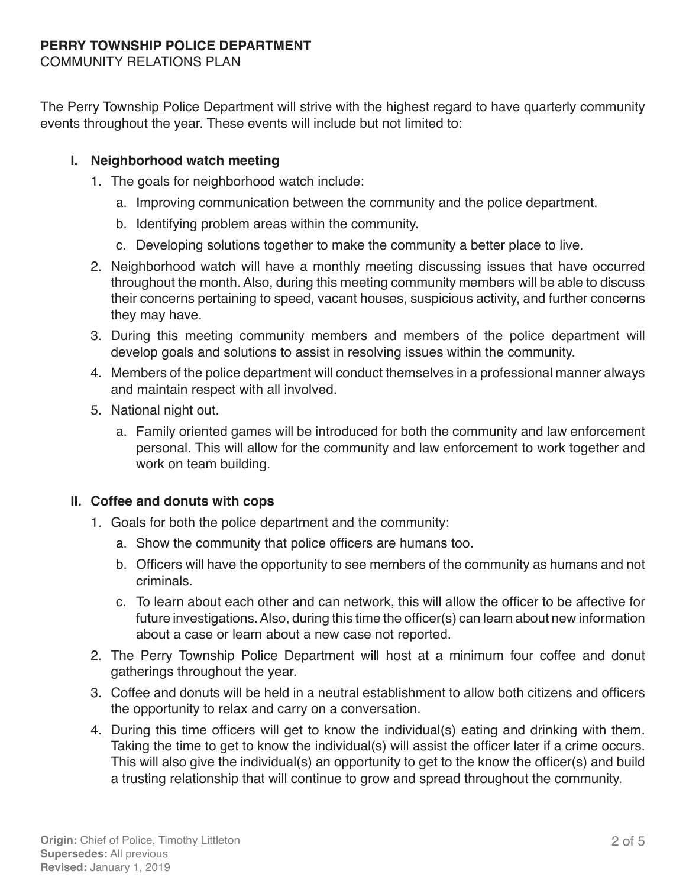**PERRY TOWNSHIP POLICE DEPARTMENT**
COMMUNITY RELATIONS PLAN

The Perry Township Police Department will strive with the highest regard to have quarterly community events throughout the year. These events will include but not limited to:

## I. Neighborhood watch meeting

1. The goals for neighborhood watch include:
   a. Improving communication between the community and the police department.
   b. Identifying problem areas within the community.
   c. Developing solutions together to make the community a better place to live.
2. Neighborhood watch will have a monthly meeting discussing issues that have occurred throughout the month. Also, during this meeting community members will be able to discuss their concerns pertaining to speed, vacant houses, suspicious activity, and further concerns they may have.
3. During this meeting community members and members of the police department will develop goals and solutions to assist in resolving issues within the community.
4. Members of the police department will conduct themselves in a professional manner always and maintain respect with all involved.
5. National night out.
   a. Family oriented games will be introduced for both the community and law enforcement personal. This will allow for the community and law enforcement to work together and work on team building.

## II. Coffee and donuts with cops

1. Goals for both the police department and the community:
   a. Show the community that police officers are humans too.
   b. Officers will have the opportunity to see members of the community as humans and not criminals.
   c. To learn about each other and can network, this will allow the officer to be affective for future investigations. Also, during this time the officer(s) can learn about new information about a case or learn about a new case not reported.
2. The Perry Township Police Department will host at a minimum four coffee and donut gatherings throughout the year.
3. Coffee and donuts will be held in a neutral establishment to allow both citizens and officers the opportunity to relax and carry on a conversation.
4. During this time officers will get to know the individual(s) eating and drinking with them. Taking the time to get to know the individual(s) will assist the officer later if a crime occurs. This will also give the individual(s) an opportunity to get to the know the officer(s) and build a trusting relationship that will continue to grow and spread throughout the community.

**Origin:** Chief of Police, Timothy Littleton
**Supersedes:** All previous
**Revised:** January 1, 2019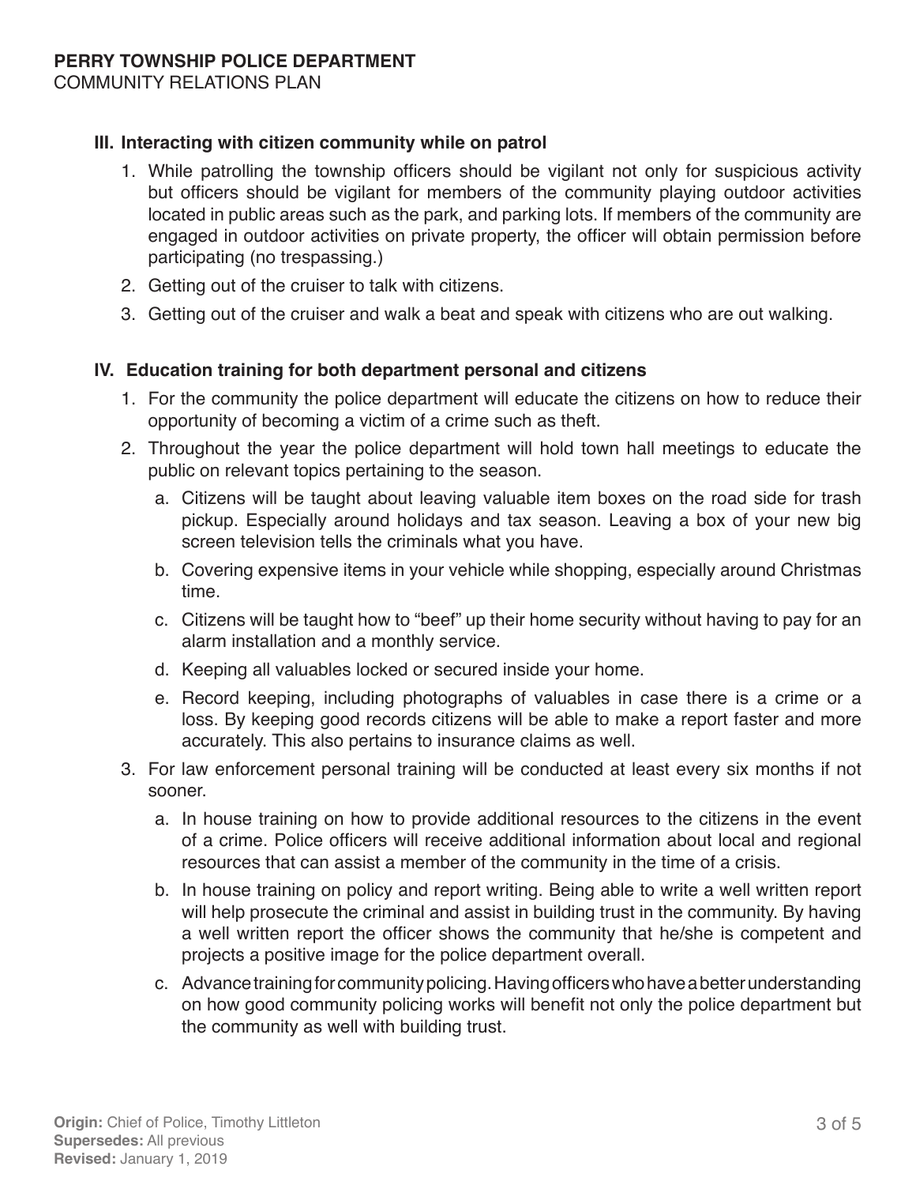### III. Interacting with citizen community while on patrol

1. While patrolling the township officers should be vigilant not only for suspicious activity but officers should be vigilant for members of the community playing outdoor activities located in public areas such as the park, and parking lots. If members of the community are engaged in outdoor activities on private property, the officer will obtain permission before participating (no trespassing.)
2. Getting out of the cruiser to talk with citizens.
3. Getting out of the cruiser and walk a beat and speak with citizens who are out walking.

### IV. Education training for both department personal and citizens

1. For the community the police department will educate the citizens on how to reduce their opportunity of becoming a victim of a crime such as theft.
2. Throughout the year the police department will hold town hall meetings to educate the public on relevant topics pertaining to the season.
   a. Citizens will be taught about leaving valuable item boxes on the road side for trash pickup. Especially around holidays and tax season. Leaving a box of your new big screen television tells the criminals what you have.
   b. Covering expensive items in your vehicle while shopping, especially around Christmas time.
   c. Citizens will be taught how to “beef” up their home security without having to pay for an alarm installation and a monthly service.
   d. Keeping all valuables locked or secured inside your home.
   e. Record keeping, including photographs of valuables in case there is a crime or a loss. By keeping good records citizens will be able to make a report faster and more accurately. This also pertains to insurance claims as well.
3. For law enforcement personal training will be conducted at least every six months if not sooner.
   a. In house training on how to provide additional resources to the citizens in the event of a crime. Police officers will receive additional information about local and regional resources that can assist a member of the community in the time of a crisis.
   b. In house training on policy and report writing. Being able to write a well written report will help prosecute the criminal and assist in building trust in the community. By having a well written report the officer shows the community that he/she is competent and projects a positive image for the police department overall.
   c. Advance training for community policing. Having officers who have a better understanding on how good community policing works will benefit not only the police department but the community as well with building trust.

**Origin:** Chief of Police, Timothy Littleton
**Supersedes:** All previous
**Revised:** January 1, 2019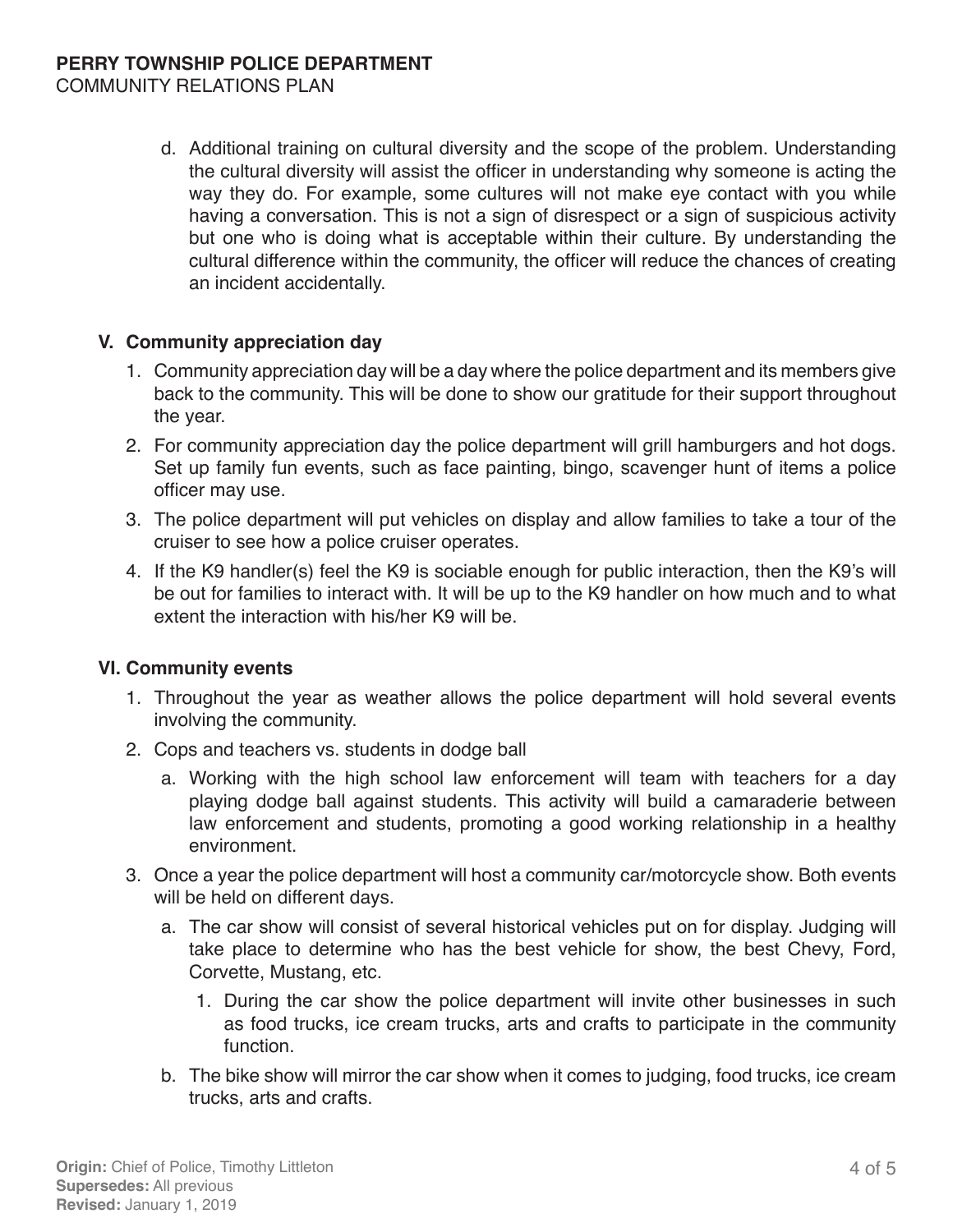d. Additional training on cultural diversity and the scope of the problem. Understanding the cultural diversity will assist the officer in understanding why someone is acting the way they do. For example, some cultures will not make eye contact with you while having a conversation. This is not a sign of disrespect or a sign of suspicious activity but one who is doing what is acceptable within their culture. By understanding the cultural difference within the community, the officer will reduce the chances of creating an incident accidentally.

### V. Community appreciation day

1. Community appreciation day will be a day where the police department and its members give back to the community. This will be done to show our gratitude for their support throughout the year.
2. For community appreciation day the police department will grill hamburgers and hot dogs. Set up family fun events, such as face painting, bingo, scavenger hunt of items a police officer may use.
3. The police department will put vehicles on display and allow families to take a tour of the cruiser to see how a police cruiser operates.
4. If the K9 handler(s) feel the K9 is sociable enough for public interaction, then the K9's will be out for families to interact with. It will be up to the K9 handler on how much and to what extent the interaction with his/her K9 will be.

### VI. Community events

1. Throughout the year as weather allows the police department will hold several events involving the community.
2. Cops and teachers vs. students in dodge ball
   a. Working with the high school law enforcement will team with teachers for a day playing dodge ball against students. This activity will build a camaraderie between law enforcement and students, promoting a good working relationship in a healthy environment.
3. Once a year the police department will host a community car/motorcycle show. Both events will be held on different days.
   a. The car show will consist of several historical vehicles put on for display. Judging will take place to determine who has the best vehicle for show, the best Chevy, Ford, Corvette, Mustang, etc.
      1. During the car show the police department will invite other businesses in such as food trucks, ice cream trucks, arts and crafts to participate in the community function.
   b. The bike show will mirror the car show when it comes to judging, food trucks, ice cream trucks, arts and crafts.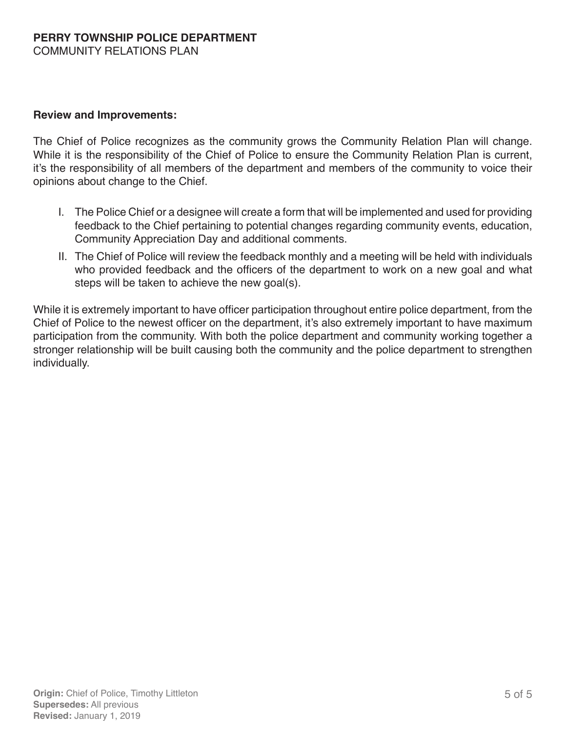**Review and Improvements:**

The Chief of Police recognizes as the community grows the Community Relation Plan will change. While it is the responsibility of the Chief of Police to ensure the Community Relation Plan is current, it's the responsibility of all members of the department and members of the community to voice their opinions about change to the Chief.

I. The Police Chief or a designee will create a form that will be implemented and used for providing feedback to the Chief pertaining to potential changes regarding community events, education, Community Appreciation Day and additional comments.

II. The Chief of Police will review the feedback monthly and a meeting will be held with individuals who provided feedback and the officers of the department to work on a new goal and what steps will be taken to achieve the new goal(s).

While it is extremely important to have officer participation throughout entire police department, from the Chief of Police to the newest officer on the department, it's also extremely important to have maximum participation from the community. With both the police department and community working together a stronger relationship will be built causing both the community and the police department to strengthen individually.